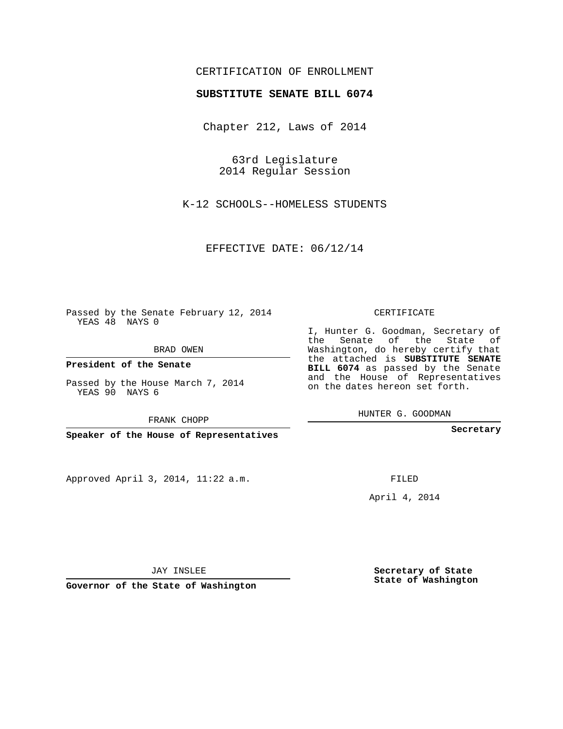CERTIFICATION OF ENROLLMENT

**SUBSTITUTE SENATE BILL 6074**

Chapter 212, Laws of 2014

63rd Legislature
2014 Regular Session

K-12 SCHOOLS--HOMELESS STUDENTS

EFFECTIVE DATE: 06/12/14

Passed by the Senate February 12, 2014
YEAS 48 NAYS 0

BRAD OWEN

**President of the Senate**

Passed by the House March 7, 2014
YEAS 90 NAYS 6

FRANK CHOPP

**Speaker of the House of Representatives**

CERTIFICATE

I, Hunter G. Goodman, Secretary of the Senate of the State of Washington, do hereby certify that the attached is **SUBSTITUTE SENATE BILL 6074** as passed by the Senate and the House of Representatives on the dates hereon set forth.

HUNTER G. GOODMAN

**Secretary**

Approved April 3, 2014, 11:22 a.m.

FILED

April 4, 2014

JAY INSLEE

**Governor of the State of Washington**

**Secretary of State**
**State of Washington**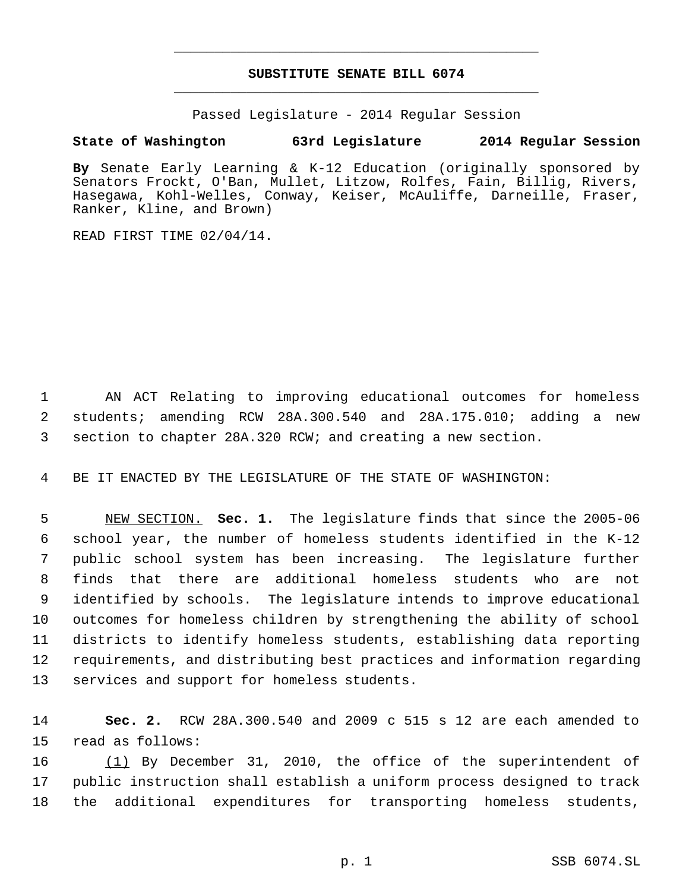# SUBSTITUTE SENATE BILL 6074

Passed Legislature - 2014 Regular Session

**State of Washington 63rd Legislature 2014 Regular Session**

**By** Senate Early Learning & K-12 Education (originally sponsored by Senators Frockt, O'Ban, Mullet, Litzow, Rolfes, Fain, Billig, Rivers, Hasegawa, Kohl-Welles, Conway, Keiser, McAuliffe, Darneille, Fraser, Ranker, Kline, and Brown)

READ FIRST TIME 02/04/14.

1 AN ACT Relating to improving educational outcomes for homeless
2 students; amending RCW 28A.300.540 and 28A.175.010; adding a new
3 section to chapter 28A.320 RCW; and creating a new section.

4 BE IT ENACTED BY THE LEGISLATURE OF THE STATE OF WASHINGTON:

5 NEW SECTION. **Sec. 1.** The legislature finds that since the 2005-06
6 school year, the number of homeless students identified in the K-12
7 public school system has been increasing. The legislature further
8 finds that there are additional homeless students who are not
9 identified by schools. The legislature intends to improve educational
10 outcomes for homeless children by strengthening the ability of school
11 districts to identify homeless students, establishing data reporting
12 requirements, and distributing best practices and information regarding
13 services and support for homeless students.

14 **Sec. 2.** RCW 28A.300.540 and 2009 c 515 s 12 are each amended to
15 read as follows:

16 (1) By December 31, 2010, the office of the superintendent of
17 public instruction shall establish a uniform process designed to track
18 the additional expenditures for transporting homeless students,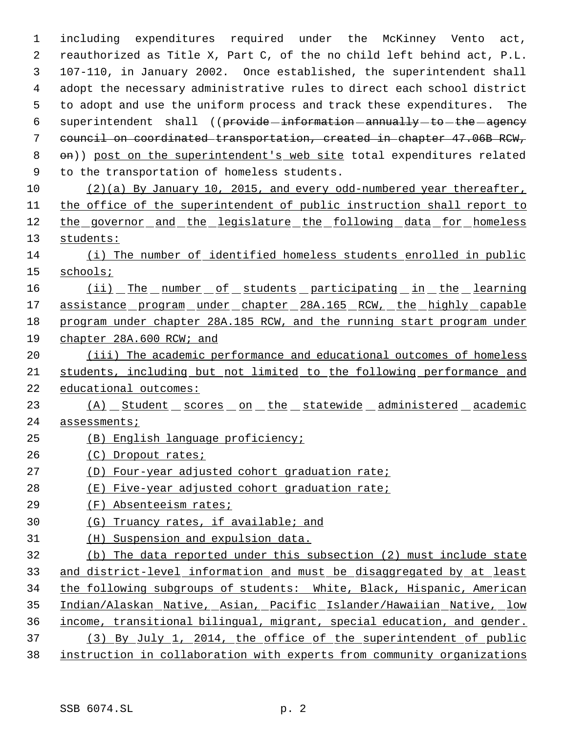including expenditures required under the McKinney Vento act, reauthorized as Title X, Part C, of the no child left behind act, P.L. 107-110, in January 2002. Once established, the superintendent shall adopt the necessary administrative rules to direct each school district to adopt and use the uniform process and track these expenditures. The superintendent shall ((~~provide information annually to the agency council on coordinated transportation, created in chapter 47.06B RCW, on~~)) <u>post on the superintendent's web site</u> total expenditures related to the transportation of homeless students.

<u>(2)(a) By January 10, 2015, and every odd-numbered year thereafter, the office of the superintendent of public instruction shall report to the governor and the legislature the following data for homeless students:</u>

<u>(i) The number of identified homeless students enrolled in public schools;</u>

<u>(ii) The number of students participating in the learning assistance program under chapter 28A.165 RCW, the highly capable program under chapter 28A.185 RCW, and the running start program under chapter 28A.600 RCW; and</u>

<u>(iii) The academic performance and educational outcomes of homeless students, including but not limited to the following performance and educational outcomes:</u>

<u>(A) Student scores on the statewide administered academic assessments;</u>

<u>(B) English language proficiency;</u>

<u>(C) Dropout rates;</u>

<u>(D) Four-year adjusted cohort graduation rate;</u>

<u>(E) Five-year adjusted cohort graduation rate;</u>

<u>(F) Absenteeism rates;</u>

<u>(G) Truancy rates, if available; and</u>

<u>(H) Suspension and expulsion data.</u>

<u>(b) The data reported under this subsection (2) must include state and district-level information and must be disaggregated by at least the following subgroups of students: White, Black, Hispanic, American Indian/Alaskan Native, Asian, Pacific Islander/Hawaiian Native, low income, transitional bilingual, migrant, special education, and gender.</u>

<u>(3) By July 1, 2014, the office of the superintendent of public instruction in collaboration with experts from community organizations</u>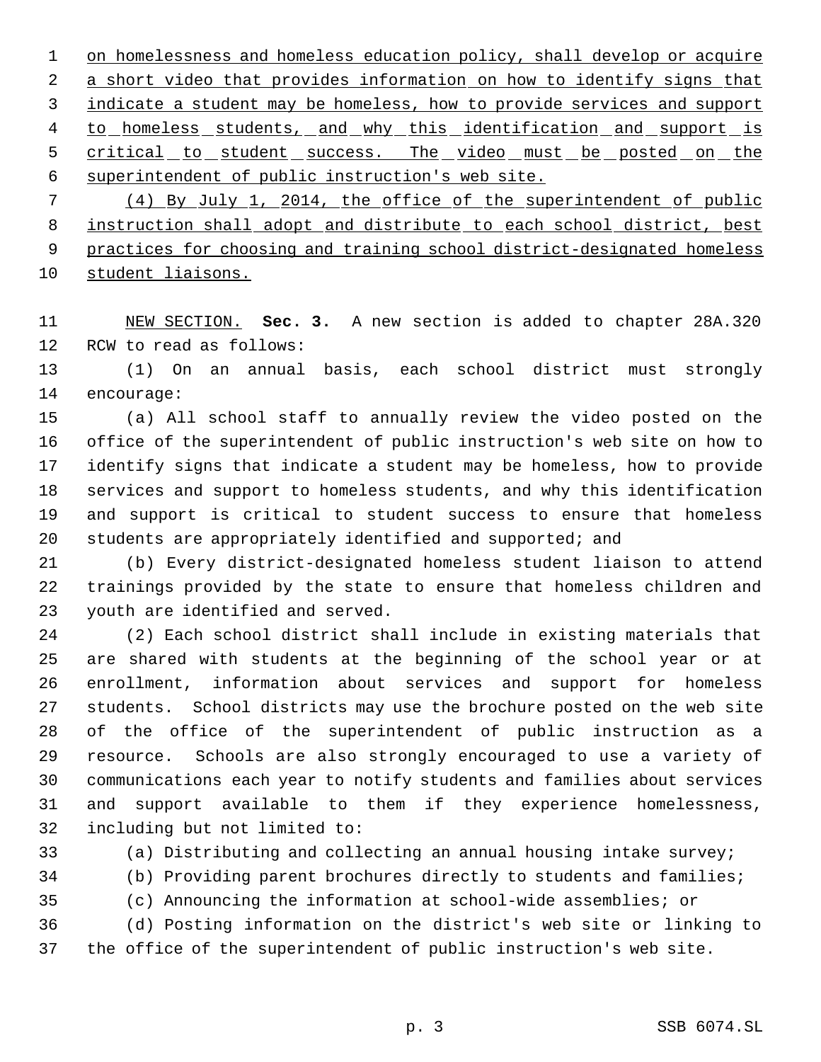on homelessness and homeless education policy, shall develop or acquire a short video that provides information on how to identify signs that indicate a student may be homeless, how to provide services and support to homeless students, and why this identification and support is critical to student success. The video must be posted on the superintendent of public instruction's web site.

(4) By July 1, 2014, the office of the superintendent of public instruction shall adopt and distribute to each school district, best practices for choosing and training school district-designated homeless student liaisons.

NEW SECTION. **Sec. 3.** A new section is added to chapter 28A.320 RCW to read as follows:

(1) On an annual basis, each school district must strongly encourage:

(a) All school staff to annually review the video posted on the office of the superintendent of public instruction's web site on how to identify signs that indicate a student may be homeless, how to provide services and support to homeless students, and why this identification and support is critical to student success to ensure that homeless students are appropriately identified and supported; and

(b) Every district-designated homeless student liaison to attend trainings provided by the state to ensure that homeless children and youth are identified and served.

(2) Each school district shall include in existing materials that are shared with students at the beginning of the school year or at enrollment, information about services and support for homeless students. School districts may use the brochure posted on the web site of the office of the superintendent of public instruction as a resource. Schools are also strongly encouraged to use a variety of communications each year to notify students and families about services and support available to them if they experience homelessness, including but not limited to:

(a) Distributing and collecting an annual housing intake survey;

(b) Providing parent brochures directly to students and families;

(c) Announcing the information at school-wide assemblies; or

(d) Posting information on the district's web site or linking to the office of the superintendent of public instruction's web site.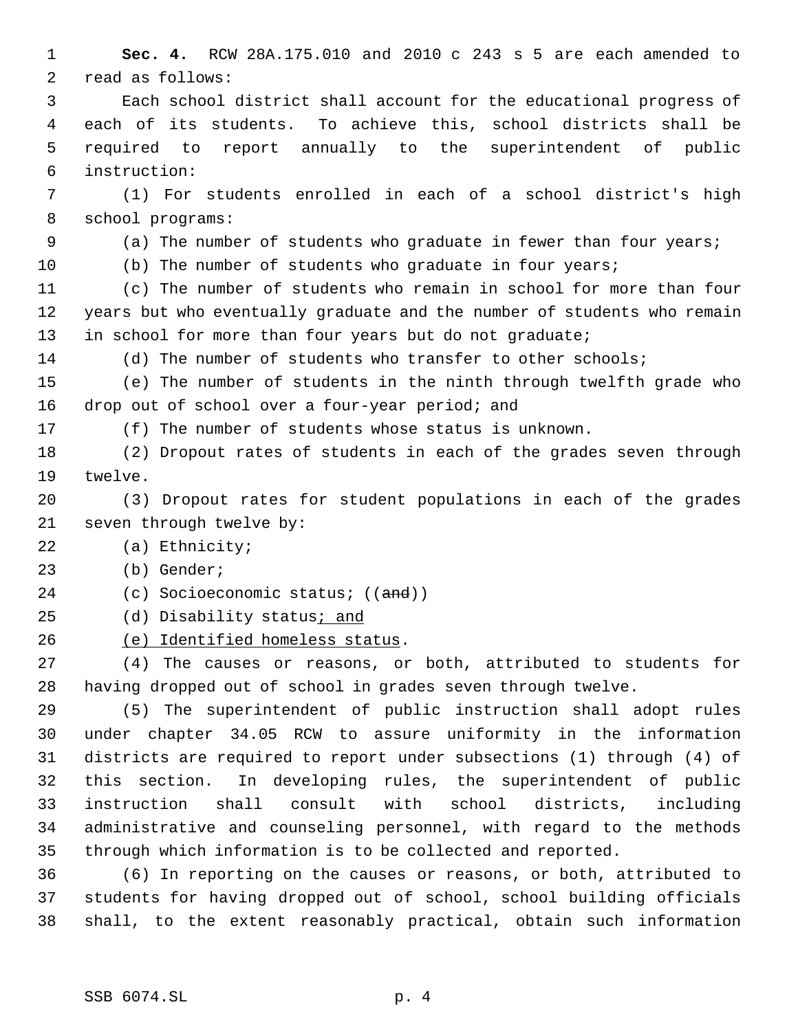**Sec. 4.** RCW 28A.175.010 and 2010 c 243 s 5 are each amended to read as follows:

Each school district shall account for the educational progress of each of its students. To achieve this, school districts shall be required to report annually to the superintendent of public instruction:

(1) For students enrolled in each of a school district's high school programs:

(a) The number of students who graduate in fewer than four years;

(b) The number of students who graduate in four years;

(c) The number of students who remain in school for more than four years but who eventually graduate and the number of students who remain in school for more than four years but do not graduate;

(d) The number of students who transfer to other schools;

(e) The number of students in the ninth through twelfth grade who drop out of school over a four-year period; and

(f) The number of students whose status is unknown.

(2) Dropout rates of students in each of the grades seven through twelve.

(3) Dropout rates for student populations in each of the grades seven through twelve by:

(a) Ethnicity;

(b) Gender;

(c) Socioeconomic status; ((~~and~~))

(d) Disability status<u>; and</u>

<u>(e) Identified homeless status</u>.

(4) The causes or reasons, or both, attributed to students for having dropped out of school in grades seven through twelve.

(5) The superintendent of public instruction shall adopt rules under chapter 34.05 RCW to assure uniformity in the information districts are required to report under subsections (1) through (4) of this section. In developing rules, the superintendent of public instruction shall consult with school districts, including administrative and counseling personnel, with regard to the methods through which information is to be collected and reported.

(6) In reporting on the causes or reasons, or both, attributed to students for having dropped out of school, school building officials shall, to the extent reasonably practical, obtain such information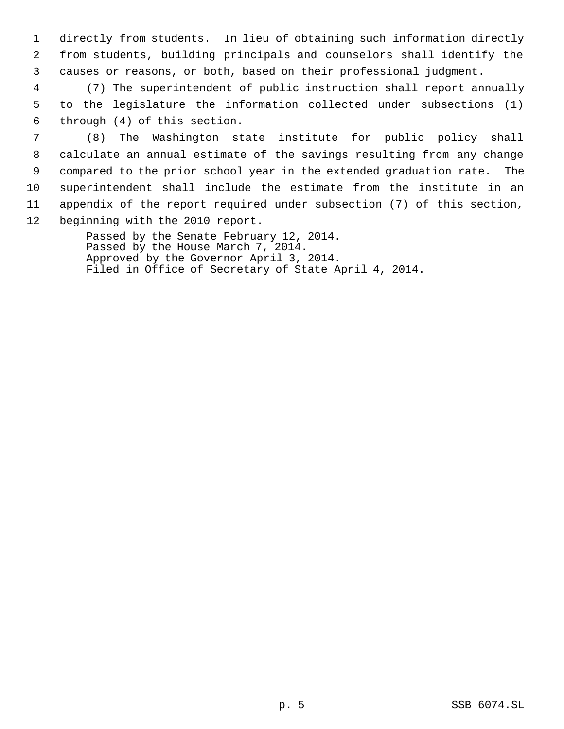directly from students. In lieu of obtaining such information directly from students, building principals and counselors shall identify the causes or reasons, or both, based on their professional judgment.

(7) The superintendent of public instruction shall report annually to the legislature the information collected under subsections (1) through (4) of this section.

(8) The Washington state institute for public policy shall calculate an annual estimate of the savings resulting from any change compared to the prior school year in the extended graduation rate. The superintendent shall include the estimate from the institute in an appendix of the report required under subsection (7) of this section, beginning with the 2010 report.

Passed by the Senate February 12, 2014.
Passed by the House March 7, 2014.
Approved by the Governor April 3, 2014.
Filed in Office of Secretary of State April 4, 2014.